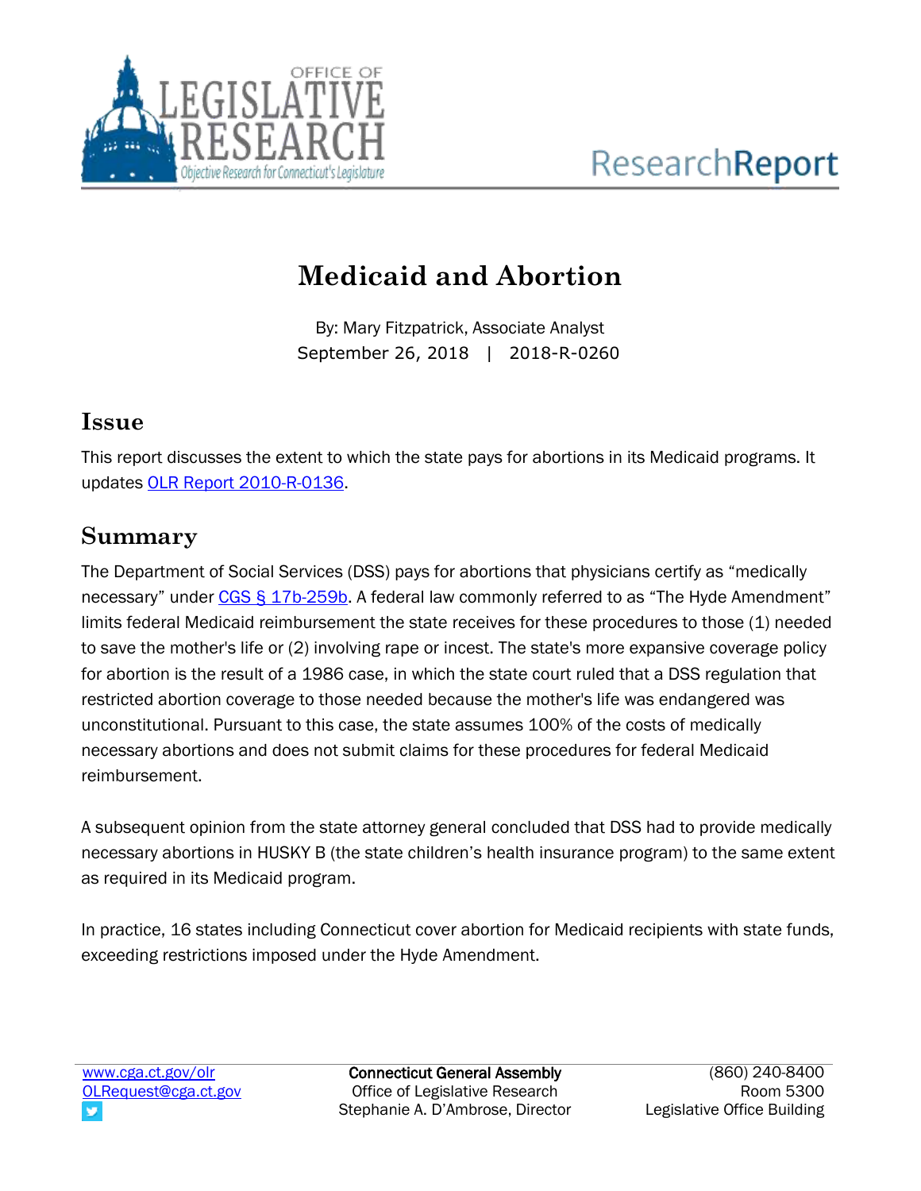# Medicaid and Abortion

By: Mary Fitzpatrick, Associate Analyst
September 26, 2018 | 2018-R-0260

## Issue

This report discusses the extent to which the state pays for abortions in its Medicaid programs. It updates OLR Report 2010-R-0136.

## Summary

The Department of Social Services (DSS) pays for abortions that physicians certify as "medically necessary" under CGS § 17b-259b. A federal law commonly referred to as "The Hyde Amendment" limits federal Medicaid reimbursement the state receives for these procedures to those (1) needed to save the mother's life or (2) involving rape or incest. The state's more expansive coverage policy for abortion is the result of a 1986 case, in which the state court ruled that a DSS regulation that restricted abortion coverage to those needed because the mother's life was endangered was unconstitutional. Pursuant to this case, the state assumes 100% of the costs of medically necessary abortions and does not submit claims for these procedures for federal Medicaid reimbursement.

A subsequent opinion from the state attorney general concluded that DSS had to provide medically necessary abortions in HUSKY B (the state children's health insurance program) to the same extent as required in its Medicaid program.

In practice, 16 states including Connecticut cover abortion for Medicaid recipients with state funds, exceeding restrictions imposed under the Hyde Amendment.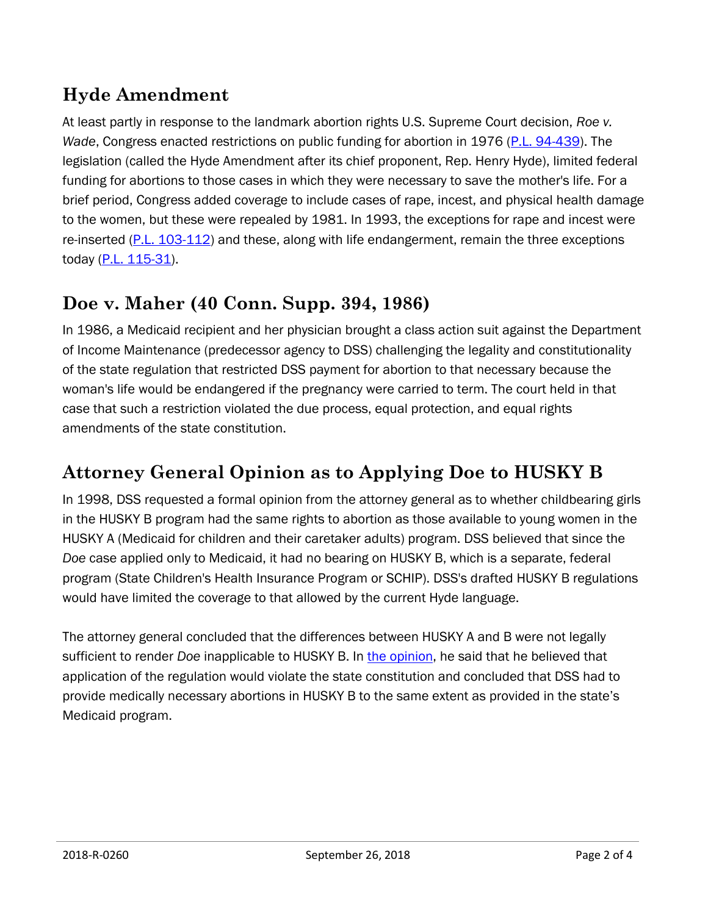## Hyde Amendment

At least partly in response to the landmark abortion rights U.S. Supreme Court decision, *Roe v. Wade*, Congress enacted restrictions on public funding for abortion in 1976 (P.L. 94-439). The legislation (called the Hyde Amendment after its chief proponent, Rep. Henry Hyde), limited federal funding for abortions to those cases in which they were necessary to save the mother's life. For a brief period, Congress added coverage to include cases of rape, incest, and physical health damage to the women, but these were repealed by 1981. In 1993, the exceptions for rape and incest were re-inserted (P.L. 103-112) and these, along with life endangerment, remain the three exceptions today (P.L. 115-31).

## Doe v. Maher (40 Conn. Supp. 394, 1986)

In 1986, a Medicaid recipient and her physician brought a class action suit against the Department of Income Maintenance (predecessor agency to DSS) challenging the legality and constitutionality of the state regulation that restricted DSS payment for abortion to that necessary because the woman's life would be endangered if the pregnancy were carried to term. The court held in that case that such a restriction violated the due process, equal protection, and equal rights amendments of the state constitution.

## Attorney General Opinion as to Applying Doe to HUSKY B

In 1998, DSS requested a formal opinion from the attorney general as to whether childbearing girls in the HUSKY B program had the same rights to abortion as those available to young women in the HUSKY A (Medicaid for children and their caretaker adults) program. DSS believed that since the *Doe* case applied only to Medicaid, it had no bearing on HUSKY B, which is a separate, federal program (State Children's Health Insurance Program or SCHIP). DSS's drafted HUSKY B regulations would have limited the coverage to that allowed by the current Hyde language.

The attorney general concluded that the differences between HUSKY A and B were not legally sufficient to render *Doe* inapplicable to HUSKY B. In the opinion, he said that he believed that application of the regulation would violate the state constitution and concluded that DSS had to provide medically necessary abortions in HUSKY B to the same extent as provided in the state's Medicaid program.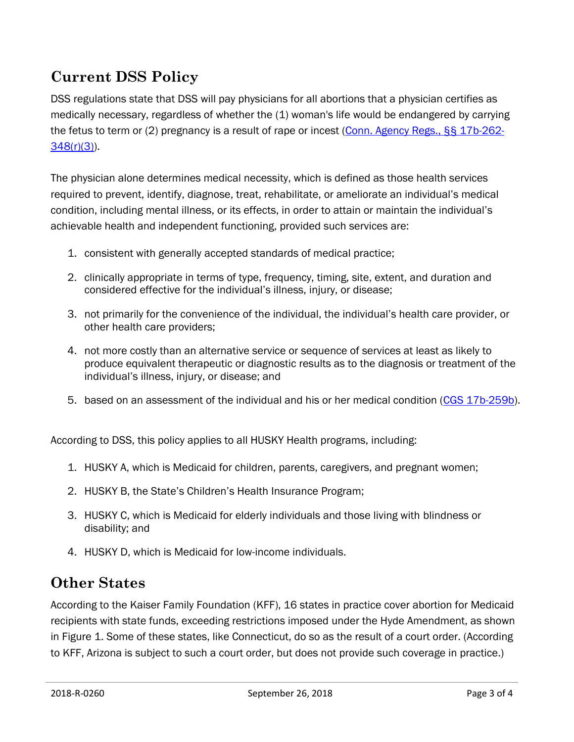## Current DSS Policy

DSS regulations state that DSS will pay physicians for all abortions that a physician certifies as medically necessary, regardless of whether the (1) woman's life would be endangered by carrying the fetus to term or (2) pregnancy is a result of rape or incest (Conn. Agency Regs., §§ 17b-262-348(r)(3)).

The physician alone determines medical necessity, which is defined as those health services required to prevent, identify, diagnose, treat, rehabilitate, or ameliorate an individual's medical condition, including mental illness, or its effects, in order to attain or maintain the individual's achievable health and independent functioning, provided such services are:

1. consistent with generally accepted standards of medical practice;
2. clinically appropriate in terms of type, frequency, timing, site, extent, and duration and considered effective for the individual's illness, injury, or disease;
3. not primarily for the convenience of the individual, the individual's health care provider, or other health care providers;
4. not more costly than an alternative service or sequence of services at least as likely to produce equivalent therapeutic or diagnostic results as to the diagnosis or treatment of the individual's illness, injury, or disease; and
5. based on an assessment of the individual and his or her medical condition (CGS 17b-259b).

According to DSS, this policy applies to all HUSKY Health programs, including:

1. HUSKY A, which is Medicaid for children, parents, caregivers, and pregnant women;
2. HUSKY B, the State's Children's Health Insurance Program;
3. HUSKY C, which is Medicaid for elderly individuals and those living with blindness or disability; and
4. HUSKY D, which is Medicaid for low-income individuals.

## Other States

According to the Kaiser Family Foundation (KFF), 16 states in practice cover abortion for Medicaid recipients with state funds, exceeding restrictions imposed under the Hyde Amendment, as shown in Figure 1. Some of these states, like Connecticut, do so as the result of a court order. (According to KFF, Arizona is subject to such a court order, but does not provide such coverage in practice.)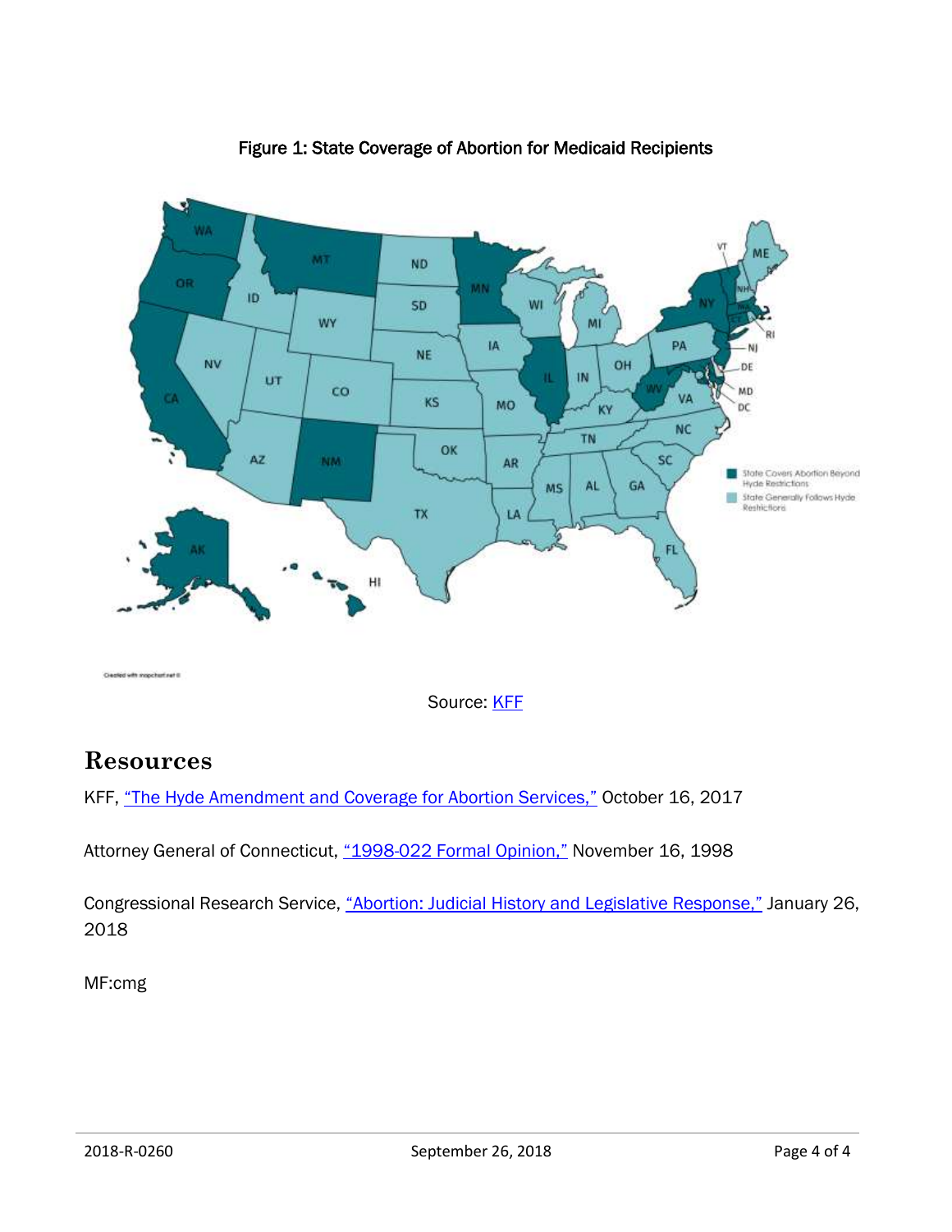Figure 1: State Coverage of Abortion for Medicaid Recipients

State Covers Abortion Beyond Hyde Restrictions

State Generally Follows Hyde Restrictions

Created with mapchart.net ©

Source: KFF

## Resources

KFF, "The Hyde Amendment and Coverage for Abortion Services," October 16, 2017

Attorney General of Connecticut, "1998-022 Formal Opinion," November 16, 1998

Congressional Research Service, "Abortion: Judicial History and Legislative Response," January 26, 2018

MF:cmg